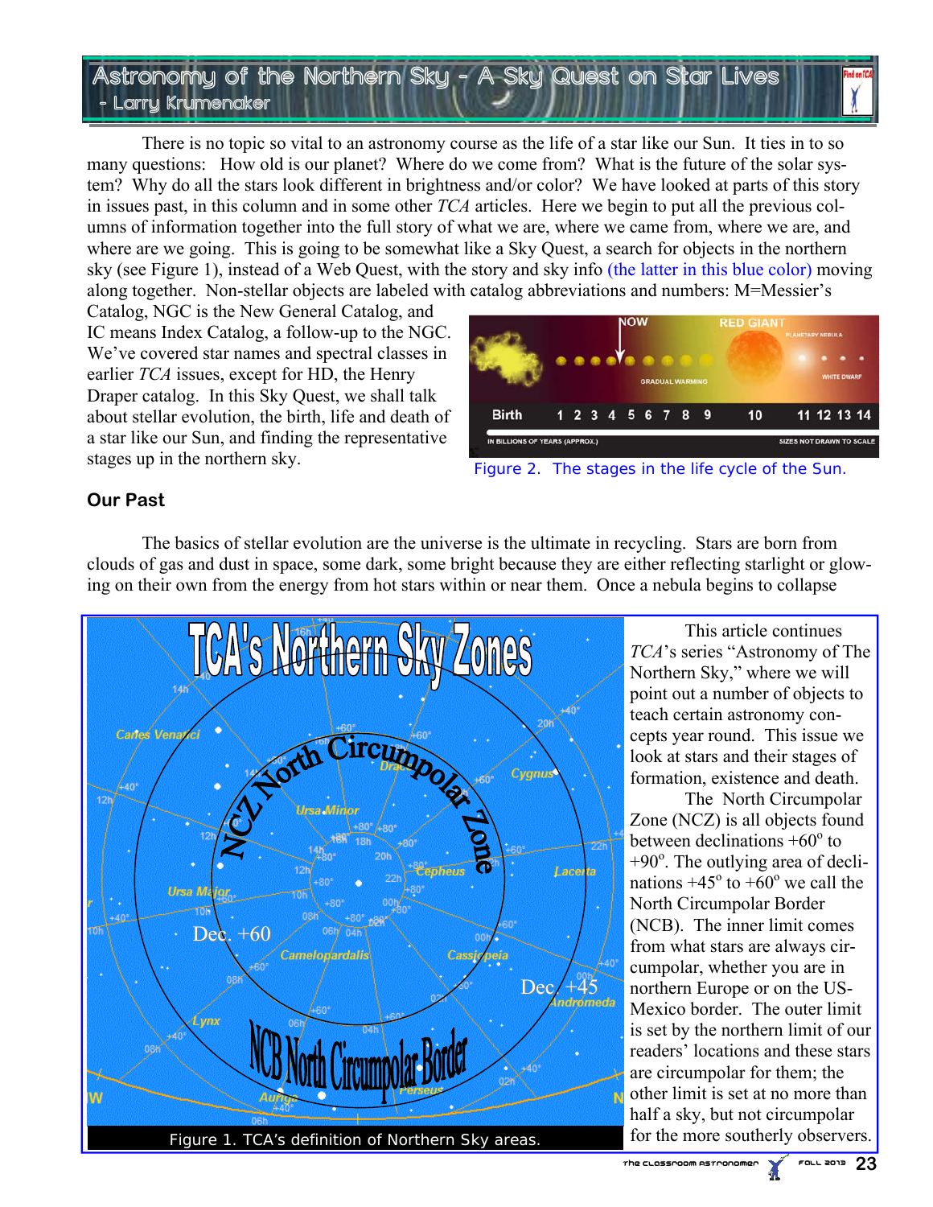# Astronomy of the Northern Sky - A Sky Quest on Star Lives

- Larry Krumenaker

There is no topic so vital to an astronomy course as the life of a star like our Sun. It ties in to so many questions: How old is our planet? Where do we come from? What is the future of the solar system? Why do all the stars look different in brightness and/or color? We have looked at parts of this story in issues past, in this column and in some other *TCA* articles. Here we begin to put all the previous columns of information together into the full story of what we are, where we came from, where we are, and where are we going. This is going to be somewhat like a Sky Quest, a search for objects in the northern sky (see Figure 1), instead of a Web Quest, with the story and sky info (the latter in this blue color) moving along together. Non-stellar objects are labeled with catalog abbreviations and numbers: M=Messier's Catalog, NGC is the New General Catalog, and IC means Index Catalog, a follow-up to the NGC. We've covered star names and spectral classes in earlier *TCA* issues, except for HD, the Henry Draper catalog. In this Sky Quest, we shall talk about stellar evolution, the birth, life and death of a star like our Sun, and finding the representative stages up in the northern sky.

Figure 2. The stages in the life cycle of the Sun.

## Our Past

The basics of stellar evolution are the universe is the ultimate in recycling. Stars are born from clouds of gas and dust in space, some dark, some bright because they are either reflecting starlight or glowing on their own from the energy from hot stars within or near them. Once a nebula begins to collapse

Figure 1. TCA's definition of Northern Sky areas.

This article continues *TCA*'s series "Astronomy of The Northern Sky," where we will point out a number of objects to teach certain astronomy concepts year round. This issue we look at stars and their stages of formation, existence and death.

The North Circumpolar Zone (NCZ) is all objects found between declinations $+60^o$ to $+90^o$. The outlying area of declinations $+45^o$ to $+60^o$ we call the North Circumpolar Border (NCB). The inner limit comes from what stars are always circumpolar, whether you are in northern Europe or on the US-Mexico border. The outer limit is set by the northern limit of our readers' locations and these stars are circumpolar for them; the other limit is set at no more than half a sky, but not circumpolar for the more southerly observers.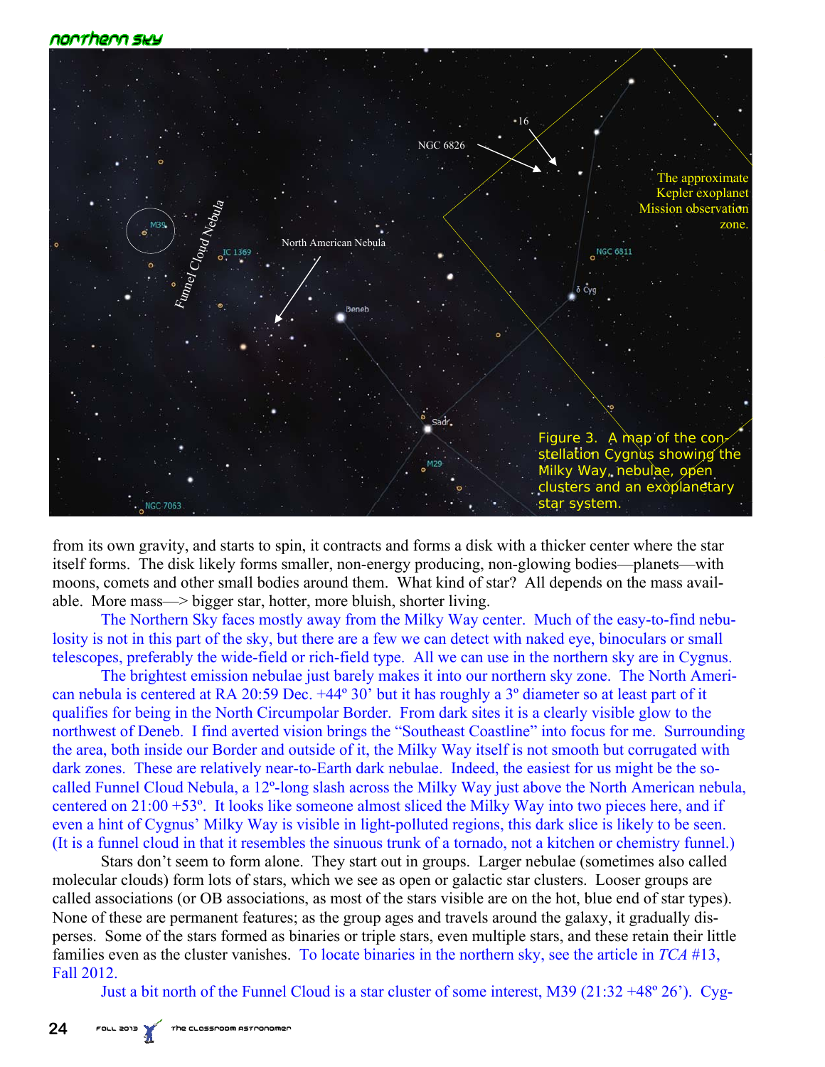Figure 3. A map of the constellation Cygnus showing the Milky Way, nebulae, open clusters and an exoplanetary star system.

from its own gravity, and starts to spin, it contracts and forms a disk with a thicker center where the star itself forms. The disk likely forms smaller, non-energy producing, non-glowing bodies—planets—with moons, comets and other small bodies around them. What kind of star? All depends on the mass available. More mass—> bigger star, hotter, more bluish, shorter living.

The Northern Sky faces mostly away from the Milky Way center. Much of the easy-to-find nebulosity is not in this part of the sky, but there are a few we can detect with naked eye, binoculars or small telescopes, preferably the wide-field or rich-field type. All we can use in the northern sky are in Cygnus.

The brightest emission nebulae just barely makes it into our northern sky zone. The North American nebula is centered at RA 20:59 Dec. +44º 30' but it has roughly a 3º diameter so at least part of it qualifies for being in the North Circumpolar Border. From dark sites it is a clearly visible glow to the northwest of Deneb. I find averted vision brings the "Southeast Coastline" into focus for me. Surrounding the area, both inside our Border and outside of it, the Milky Way itself is not smooth but corrugated with dark zones. These are relatively near-to-Earth dark nebulae. Indeed, the easiest for us might be the so-called Funnel Cloud Nebula, a 12º-long slash across the Milky Way just above the North American nebula, centered on 21:00 +53º. It looks like someone almost sliced the Milky Way into two pieces here, and if even a hint of Cygnus' Milky Way is visible in light-polluted regions, this dark slice is likely to be seen. (It is a funnel cloud in that it resembles the sinuous trunk of a tornado, not a kitchen or chemistry funnel.)

Stars don't seem to form alone. They start out in groups. Larger nebulae (sometimes also called molecular clouds) form lots of stars, which we see as open or galactic star clusters. Looser groups are called associations (or OB associations, as most of the stars visible are on the hot, blue end of star types). None of these are permanent features; as the group ages and travels around the galaxy, it gradually disperses. Some of the stars formed as binaries or triple stars, even multiple stars, and these retain their little families even as the cluster vanishes. To locate binaries in the northern sky, see the article in *TCA* #13, Fall 2012.

Just a bit north of the Funnel Cloud is a star cluster of some interest, M39 (21:32 +48º 26'). Cyg-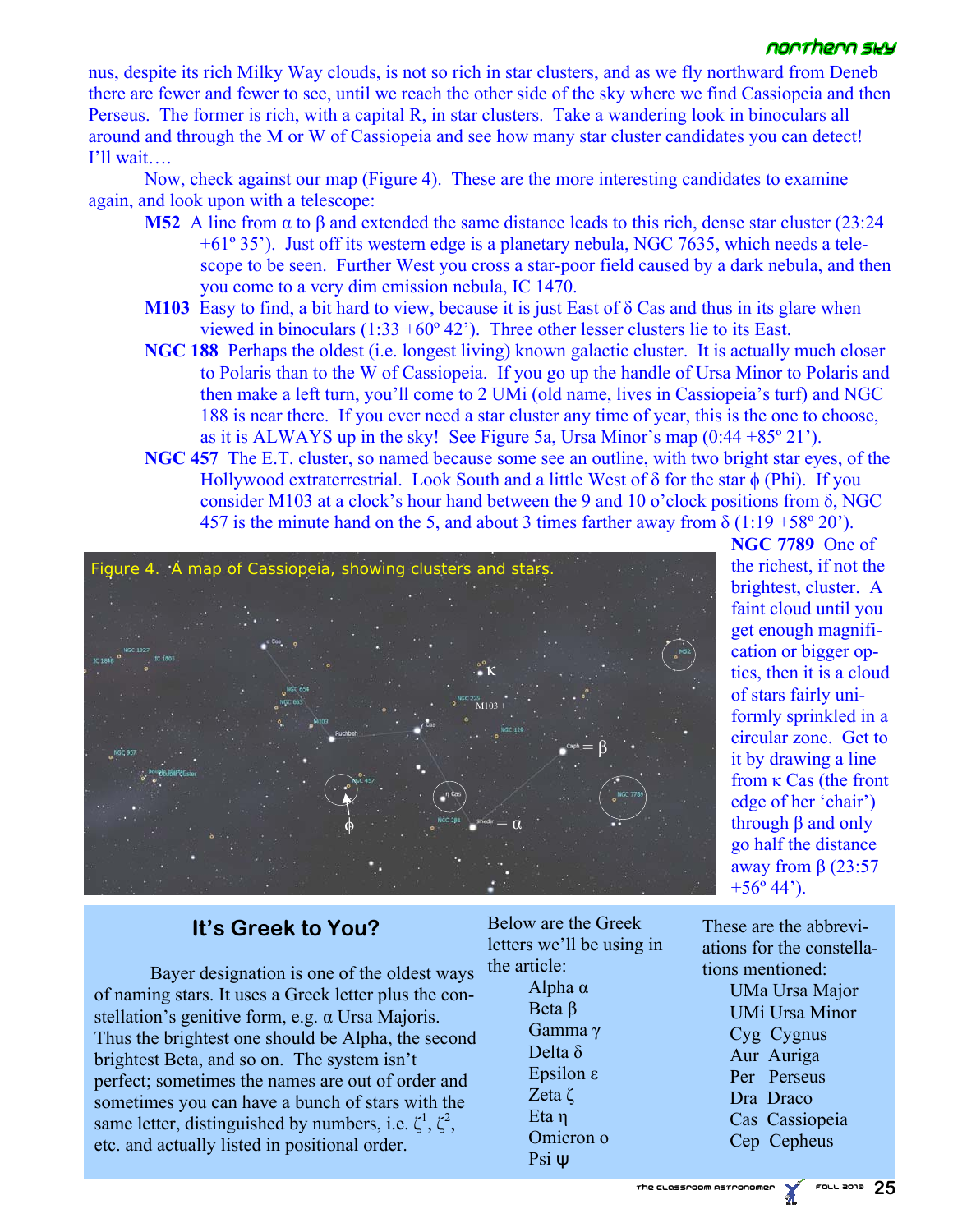nus, despite its rich Milky Way clouds, is not so rich in star clusters, and as we fly northward from Deneb there are fewer and fewer to see, until we reach the other side of the sky where we find Cassiopeia and then Perseus. The former is rich, with a capital R, in star clusters. Take a wandering look in binoculars all around and through the M or W of Cassiopeia and see how many star cluster candidates you can detect! I'll wait….

Now, check against our map (Figure 4). These are the more interesting candidates to examine again, and look upon with a telescope:

**M52** A line from α to β and extended the same distance leads to this rich, dense star cluster (23:24 +61º 35'). Just off its western edge is a planetary nebula, NGC 7635, which needs a telescope to be seen. Further West you cross a star-poor field caused by a dark nebula, and then you come to a very dim emission nebula, IC 1470.

**M103** Easy to find, a bit hard to view, because it is just East of δ Cas and thus in its glare when viewed in binoculars (1:33 +60º 42'). Three other lesser clusters lie to its East.

**NGC 188** Perhaps the oldest (i.e. longest living) known galactic cluster. It is actually much closer to Polaris than to the W of Cassiopeia. If you go up the handle of Ursa Minor to Polaris and then make a left turn, you'll come to 2 UMi (old name, lives in Cassiopeia's turf) and NGC 188 is near there. If you ever need a star cluster any time of year, this is the one to choose, as it is ALWAYS up in the sky! See Figure 5a, Ursa Minor's map (0:44 +85º 21').

**NGC 457** The E.T. cluster, so named because some see an outline, with two bright star eyes, of the Hollywood extraterrestrial. Look South and a little West of δ for the star ϕ (Phi). If you consider M103 at a clock's hour hand between the 9 and 10 o'clock positions from δ, NGC 457 is the minute hand on the 5, and about 3 times farther away from δ (1:19 +58º 20').

Figure 4. A map of Cassiopeia, showing clusters and stars.

**NGC 7789** One of the richest, if not the brightest, cluster. A faint cloud until you get enough magnification or bigger optics, then it is a cloud of stars fairly uniformly sprinkled in a circular zone. Get to it by drawing a line from κ Cas (the front edge of her 'chair') through β and only go half the distance away from β (23:57 +56º 44').

## It's Greek to You?

Bayer designation is one of the oldest ways of naming stars. It uses a Greek letter plus the constellation's genitive form, e.g. α Ursa Majoris. Thus the brightest one should be Alpha, the second brightest Beta, and so on. The system isn't perfect; sometimes the names are out of order and sometimes you can have a bunch of stars with the same letter, distinguished by numbers, i.e. $\zeta^1$, $\zeta^2$, etc. and actually listed in positional order.

Below are the Greek letters we'll be using in the article:

- Alpha α
- Beta β
- Gamma γ
- Delta δ
- Epsilon ε
- Zeta ζ
- Eta η
- Omicron ο
- Psi ψ

These are the abbreviations for the constellations mentioned:

- UMa Ursa Major
- UMi Ursa Minor
- Cyg Cygnus
- Aur Auriga
- Per Perseus
- Dra Draco
- Cas Cassiopeia
- Cep Cepheus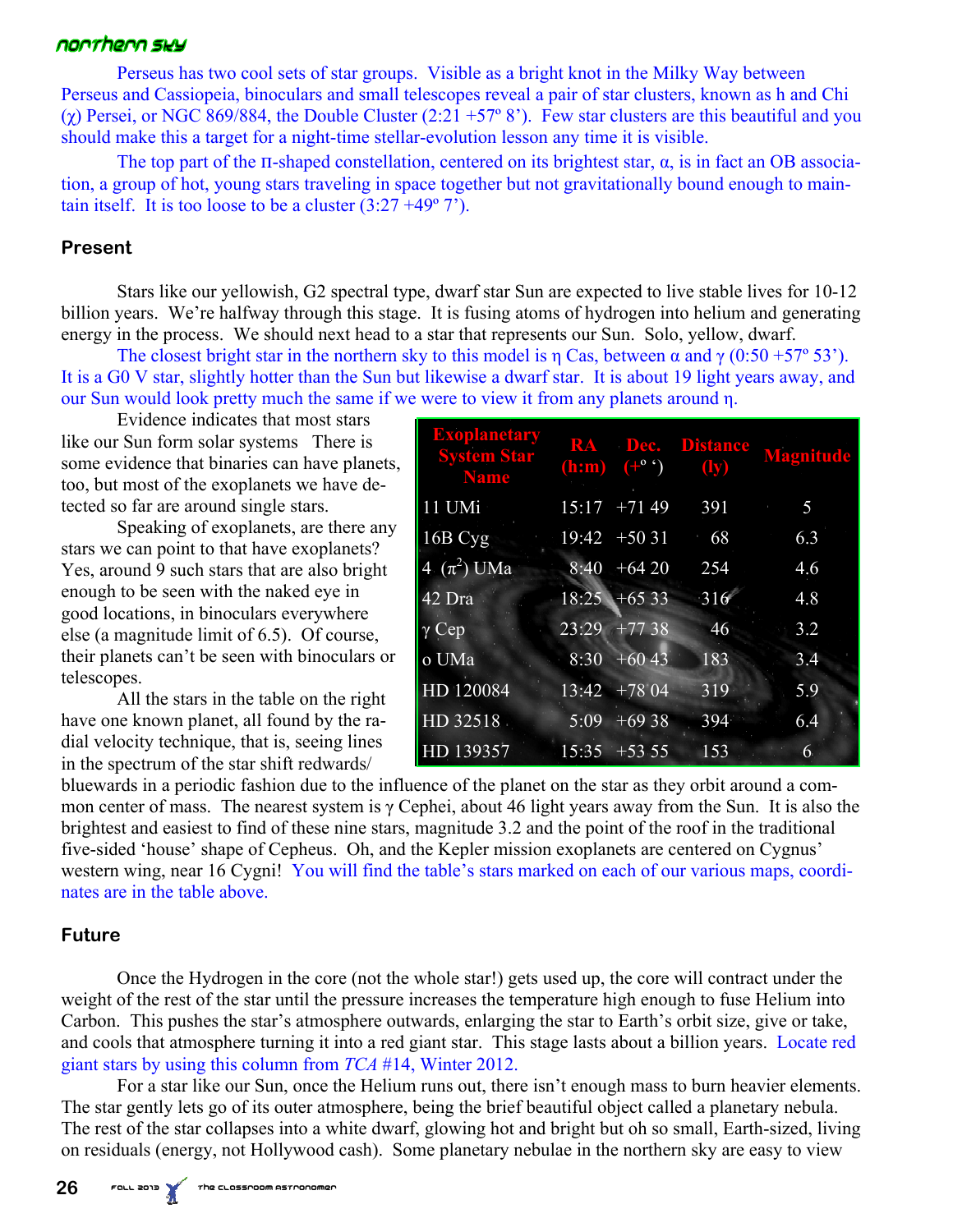Perseus has two cool sets of star groups. Visible as a bright knot in the Milky Way between Perseus and Cassiopeia, binoculars and small telescopes reveal a pair of star clusters, known as h and Chi (χ) Persei, or NGC 869/884, the Double Cluster (2:21 +57º 8'). Few star clusters are this beautiful and you should make this a target for a night-time stellar-evolution lesson any time it is visible.

The top part of the π-shaped constellation, centered on its brightest star, α, is in fact an OB association, a group of hot, young stars traveling in space together but not gravitationally bound enough to maintain itself. It is too loose to be a cluster (3:27 +49º 7').

## Present

Stars like our yellowish, G2 spectral type, dwarf star Sun are expected to live stable lives for 10-12 billion years. We're halfway through this stage. It is fusing atoms of hydrogen into helium and generating energy in the process. We should next head to a star that represents our Sun. Solo, yellow, dwarf.

The closest bright star in the northern sky to this model is η Cas, between α and γ (0:50 +57º 53'). It is a G0 V star, slightly hotter than the Sun but likewise a dwarf star. It is about 19 light years away, and our Sun would look pretty much the same if we were to view it from any planets around η.

Evidence indicates that most stars like our Sun form solar systems There is some evidence that binaries can have planets, too, but most of the exoplanets we have detected so far are around single stars.

Speaking of exoplanets, are there any stars we can point to that have exoplanets? Yes, around 9 such stars that are also bright enough to be seen with the naked eye in good locations, in binoculars everywhere else (a magnitude limit of 6.5). Of course, their planets can't be seen with binoculars or telescopes.

| Exoplanetary System Star Name | RA (h:m) | Dec. (+º ') | Distance (ly) | Magnitude |
|---|---|---|---|---|
| 11 UMi | 15:17 | +71 49 | 391 | 5 |
| 16B Cyg | 19:42 | +50 31 | 68 | 6.3 |
| 4 ($\pi^2$) UMa | 8:40 | +64 20 | 254 | 4.6 |
| 42 Dra | 18:25 | +65 33 | 316 | 4.8 |
| γ Cep | 23:29 | +77 38 | 46 | 3.2 |
| o UMa | 8:30 | +60 43 | 183 | 3.4 |
| HD 120084 | 13:42 | +78 04 | 319 | 5.9 |
| HD 32518 | 5:09 | +69 38 | 394 | 6.4 |
| HD 139357 | 15:35 | +53 55 | 153 | 6 |

All the stars in the table on the right have one known planet, all found by the radial velocity technique, that is, seeing lines in the spectrum of the star shift redwards/bluewards in a periodic fashion due to the influence of the planet on the star as they orbit around a common center of mass. The nearest system is γ Cephei, about 46 light years away from the Sun. It is also the brightest and easiest to find of these nine stars, magnitude 3.2 and the point of the roof in the traditional five-sided 'house' shape of Cepheus. Oh, and the Kepler mission exoplanets are centered on Cygnus' western wing, near 16 Cygni! You will find the table's stars marked on each of our various maps, coordinates are in the table above.

## Future

Once the Hydrogen in the core (not the whole star!) gets used up, the core will contract under the weight of the rest of the star until the pressure increases the temperature high enough to fuse Helium into Carbon. This pushes the star's atmosphere outwards, enlarging the star to Earth's orbit size, give or take, and cools that atmosphere turning it into a red giant star. This stage lasts about a billion years. Locate red giant stars by using this column from *TCA* #14, Winter 2012.

For a star like our Sun, once the Helium runs out, there isn't enough mass to burn heavier elements. The star gently lets go of its outer atmosphere, being the brief beautiful object called a planetary nebula. The rest of the star collapses into a white dwarf, glowing hot and bright but oh so small, Earth-sized, living on residuals (energy, not Hollywood cash). Some planetary nebulae in the northern sky are easy to view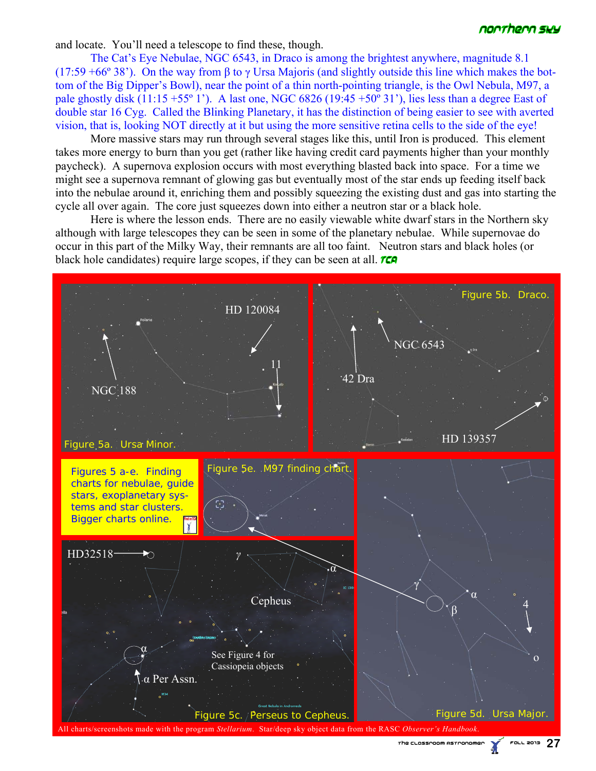and locate. You'll need a telescope to find these, though.

The Cat's Eye Nebulae, NGC 6543, in Draco is among the brightest anywhere, magnitude 8.1 (17:59 +66º 38'). On the way from β to γ Ursa Majoris (and slightly outside this line which makes the bottom of the Big Dipper's Bowl), near the point of a thin north-pointing triangle, is the Owl Nebula, M97, a pale ghostly disk (11:15 +55º 1'). A last one, NGC 6826 (19:45 +50º 31'), lies less than a degree East of double star 16 Cyg. Called the Blinking Planetary, it has the distinction of being easier to see with averted vision, that is, looking NOT directly at it but using the more sensitive retina cells to the side of the eye!

More massive stars may run through several stages like this, until Iron is produced. This element takes more energy to burn than you get (rather like having credit card payments higher than your monthly paycheck). A supernova explosion occurs with most everything blasted back into space. For a time we might see a supernova remnant of glowing gas but eventually most of the star ends up feeding itself back into the nebulae around it, enriching them and possibly squeezing the existing dust and gas into starting the cycle all over again. The core just squeezes down into either a neutron star or a black hole.

Here is where the lesson ends. There are no easily viewable white dwarf stars in the Northern sky although with large telescopes they can be seen in some of the planetary nebulae. While supernovae do occur in this part of the Milky Way, their remnants are all too faint. Neutron stars and black holes (or black hole candidates) require large scopes, if they can be seen at all. TCA

HD 120084
11
NGC 188
Figure 5a. Ursa Minor.

Figure 5b. Draco.
NGC 6543
42 Dra
HD 139357

Figures 5 a-e. Finding charts for nebulae, guide stars, exoplanetary systems and star clusters. Bigger charts online.

Figure 5e. M97 finding chart.

HD32518
γ
α
Cepheus
α
α Per Assn.
See Figure 4 for Cassiopeia objects
Figure 5c. Perseus to Cepheus.

γ
α
β
4
o
Figure 5d. Ursa Major.

All charts/screenshots made with the program *Stellarium*. Star/deep sky object data from the RASC *Observer's Handbook*.